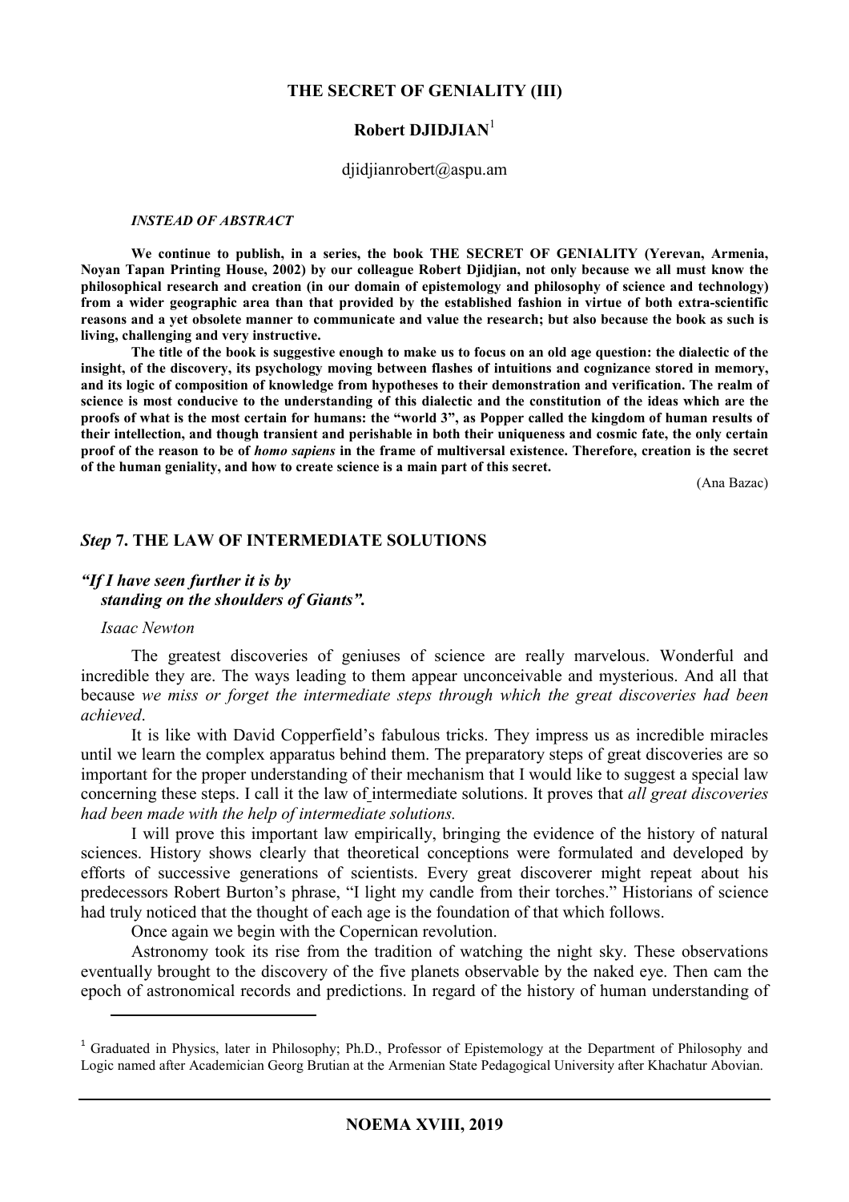# THE SECRET OF GENIALITY (III)

**Robert DJIDJIAN**[1]

djidjianrobert@aspu.am

***INSTEAD OF ABSTRACT***

**We continue to publish, in a series, the book THE SECRET OF GENIALITY (Yerevan, Armenia, Noyan Tapan Printing House, 2002) by our colleague Robert Djidjian, not only because we all must know the philosophical research and creation (in our domain of epistemology and philosophy of science and technology) from a wider geographic area than that provided by the established fashion in virtue of both extra-scientific reasons and a yet obsolete manner to communicate and value the research; but also because the book as such is living, challenging and very instructive.**

**The title of the book is suggestive enough to make us to focus on an old age question: the dialectic of the insight, of the discovery, its psychology moving between flashes of intuitions and cognizance stored in memory, and its logic of composition of knowledge from hypotheses to their demonstration and verification. The realm of science is most conducive to the understanding of this dialectic and the constitution of the ideas which are the proofs of what is the most certain for humans: the "world 3", as Popper called the kingdom of human results of their intellection, and though transient and perishable in both their uniqueness and cosmic fate, the only certain proof of the reason to be of *homo sapiens* in the frame of multiversal existence. Therefore, creation is the secret of the human geniality, and how to create science is a main part of this secret.**

(Ana Bazac)

## *Step* 7. THE LAW OF INTERMEDIATE SOLUTIONS

***"If I have seen further it is by standing on the shoulders of Giants".***

*Isaac Newton*

The greatest discoveries of geniuses of science are really marvelous. Wonderful and incredible they are. The ways leading to them appear unconceivable and mysterious. And all that because *we miss or forget the intermediate steps through which the great discoveries had been achieved*.

It is like with David Copperfield's fabulous tricks. They impress us as incredible miracles until we learn the complex apparatus behind them. The preparatory steps of great discoveries are so important for the proper understanding of their mechanism that I would like to suggest a special law concerning these steps. I call it the law of intermediate solutions. It proves that *all great discoveries had been made with the help of intermediate solutions.*

I will prove this important law empirically, bringing the evidence of the history of natural sciences. History shows clearly that theoretical conceptions were formulated and developed by efforts of successive generations of scientists. Every great discoverer might repeat about his predecessors Robert Burton's phrase, "I light my candle from their torches." Historians of science had truly noticed that the thought of each age is the foundation of that which follows.

Once again we begin with the Copernican revolution.

Astronomy took its rise from the tradition of watching the night sky. These observations eventually brought to the discovery of the five planets observable by the naked eye. Then cam the epoch of astronomical records and predictions. In regard of the history of human understanding of

---

[1] Graduated in Physics, later in Philosophy; Ph.D., Professor of Epistemology at the Department of Philosophy and Logic named after Academician Georg Brutian at the Armenian State Pedagogical University after Khachatur Abovian.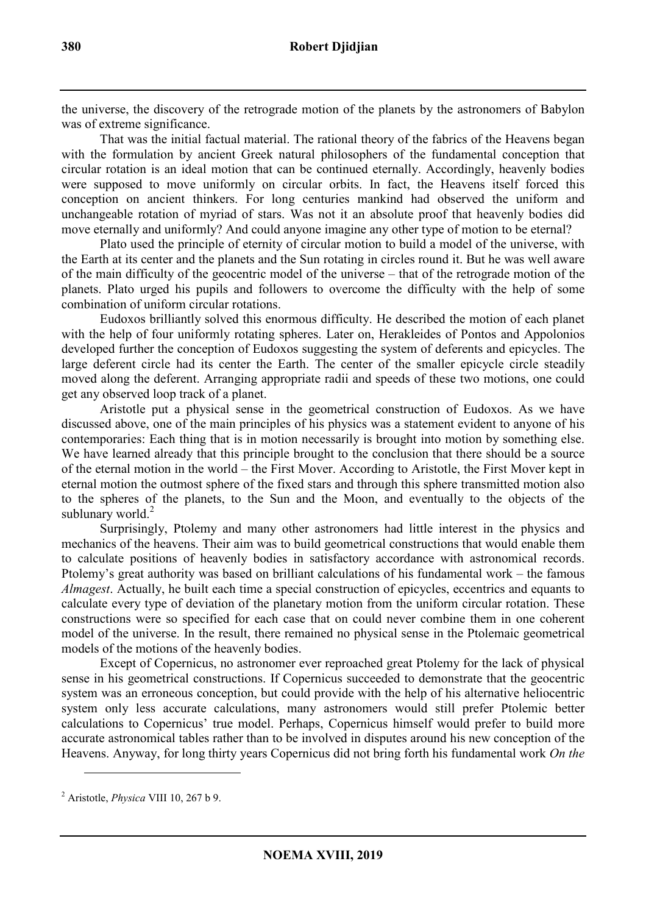the universe, the discovery of the retrograde motion of the planets by the astronomers of Babylon was of extreme significance.

That was the initial factual material. The rational theory of the fabrics of the Heavens began with the formulation by ancient Greek natural philosophers of the fundamental conception that circular rotation is an ideal motion that can be continued eternally. Accordingly, heavenly bodies were supposed to move uniformly on circular orbits. In fact, the Heavens itself forced this conception on ancient thinkers. For long centuries mankind had observed the uniform and unchangeable rotation of myriad of stars. Was not it an absolute proof that heavenly bodies did move eternally and uniformly? And could anyone imagine any other type of motion to be eternal?

Plato used the principle of eternity of circular motion to build a model of the universe, with the Earth at its center and the planets and the Sun rotating in circles round it. But he was well aware of the main difficulty of the geocentric model of the universe – that of the retrograde motion of the planets. Plato urged his pupils and followers to overcome the difficulty with the help of some combination of uniform circular rotations.

Eudoxos brilliantly solved this enormous difficulty. He described the motion of each planet with the help of four uniformly rotating spheres. Later on, Herakleides of Pontos and Appolonios developed further the conception of Eudoxos suggesting the system of deferents and epicycles. The large deferent circle had its center the Earth. The center of the smaller epicycle circle steadily moved along the deferent. Arranging appropriate radii and speeds of these two motions, one could get any observed loop track of a planet.

Aristotle put a physical sense in the geometrical construction of Eudoxos. As we have discussed above, one of the main principles of his physics was a statement evident to anyone of his contemporaries: Each thing that is in motion necessarily is brought into motion by something else. We have learned already that this principle brought to the conclusion that there should be a source of the eternal motion in the world – the First Mover. According to Aristotle, the First Mover kept in eternal motion the outmost sphere of the fixed stars and through this sphere transmitted motion also to the spheres of the planets, to the Sun and the Moon, and eventually to the objects of the sublunary world.[2]

Surprisingly, Ptolemy and many other astronomers had little interest in the physics and mechanics of the heavens. Their aim was to build geometrical constructions that would enable them to calculate positions of heavenly bodies in satisfactory accordance with astronomical records. Ptolemy's great authority was based on brilliant calculations of his fundamental work – the famous *Almagest*. Actually, he built each time a special construction of epicycles, eccentrics and equants to calculate every type of deviation of the planetary motion from the uniform circular rotation. These constructions were so specified for each case that on could never combine them in one coherent model of the universe. In the result, there remained no physical sense in the Ptolemaic geometrical models of the motions of the heavenly bodies.

Except of Copernicus, no astronomer ever reproached great Ptolemy for the lack of physical sense in his geometrical constructions. If Copernicus succeeded to demonstrate that the geocentric system was an erroneous conception, but could provide with the help of his alternative heliocentric system only less accurate calculations, many astronomers would still prefer Ptolemic better calculations to Copernicus' true model. Perhaps, Copernicus himself would prefer to build more accurate astronomical tables rather than to be involved in disputes around his new conception of the Heavens. Anyway, for long thirty years Copernicus did not bring forth his fundamental work *On the*

---

[2] Aristotle, *Physica* VIII 10, 267 b 9.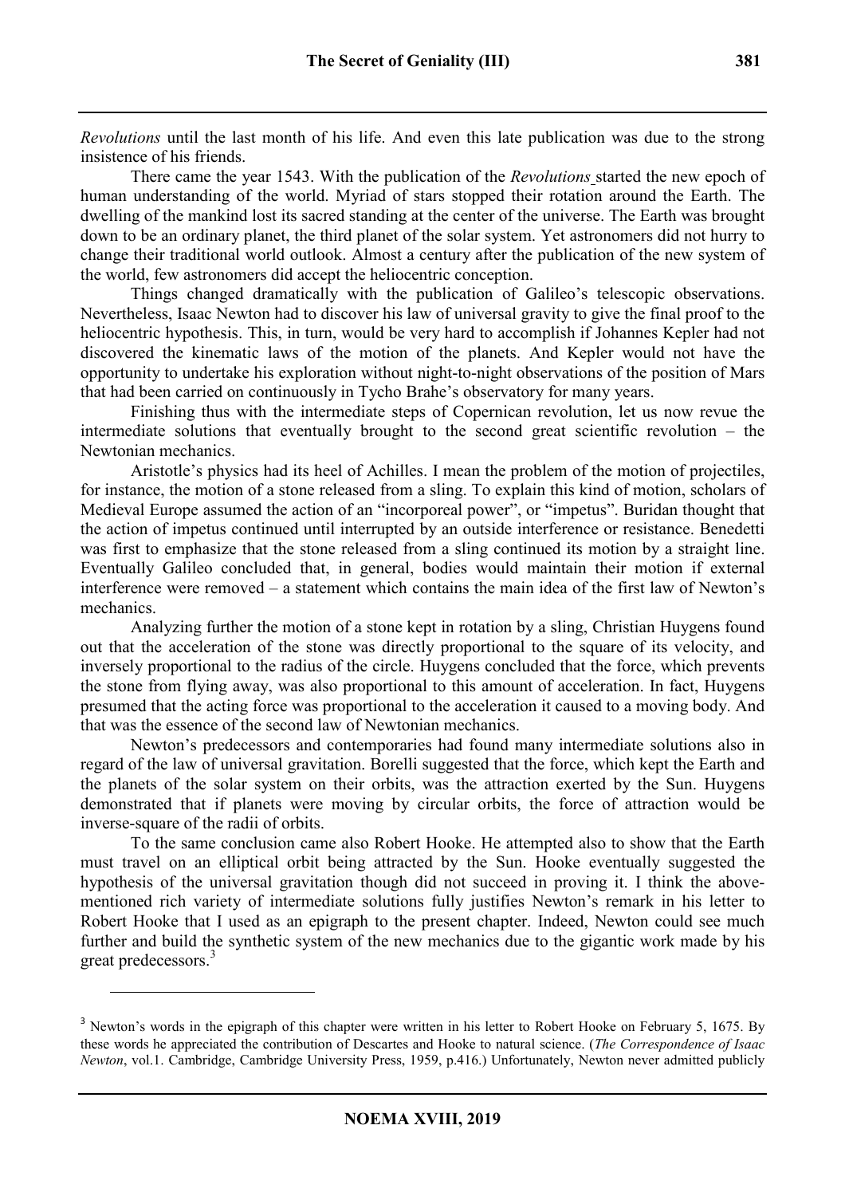*Revolutions* until the last month of his life. And even this late publication was due to the strong insistence of his friends.

There came the year 1543. With the publication of the *Revolutions* started the new epoch of human understanding of the world. Myriad of stars stopped their rotation around the Earth. The dwelling of the mankind lost its sacred standing at the center of the universe. The Earth was brought down to be an ordinary planet, the third planet of the solar system. Yet astronomers did not hurry to change their traditional world outlook. Almost a century after the publication of the new system of the world, few astronomers did accept the heliocentric conception.

Things changed dramatically with the publication of Galileo's telescopic observations. Nevertheless, Isaac Newton had to discover his law of universal gravity to give the final proof to the heliocentric hypothesis. This, in turn, would be very hard to accomplish if Johannes Kepler had not discovered the kinematic laws of the motion of the planets. And Kepler would not have the opportunity to undertake his exploration without night-to-night observations of the position of Mars that had been carried on continuously in Tycho Brahe's observatory for many years.

Finishing thus with the intermediate steps of Copernican revolution, let us now revue the intermediate solutions that eventually brought to the second great scientific revolution – the Newtonian mechanics.

Aristotle's physics had its heel of Achilles. I mean the problem of the motion of projectiles, for instance, the motion of a stone released from a sling. To explain this kind of motion, scholars of Medieval Europe assumed the action of an "incorporeal power", or "impetus". Buridan thought that the action of impetus continued until interrupted by an outside interference or resistance. Benedetti was first to emphasize that the stone released from a sling continued its motion by a straight line. Eventually Galileo concluded that, in general, bodies would maintain their motion if external interference were removed – a statement which contains the main idea of the first law of Newton's mechanics.

Analyzing further the motion of a stone kept in rotation by a sling, Christian Huygens found out that the acceleration of the stone was directly proportional to the square of its velocity, and inversely proportional to the radius of the circle. Huygens concluded that the force, which prevents the stone from flying away, was also proportional to this amount of acceleration. In fact, Huygens presumed that the acting force was proportional to the acceleration it caused to a moving body. And that was the essence of the second law of Newtonian mechanics.

Newton's predecessors and contemporaries had found many intermediate solutions also in regard of the law of universal gravitation. Borelli suggested that the force, which kept the Earth and the planets of the solar system on their orbits, was the attraction exerted by the Sun. Huygens demonstrated that if planets were moving by circular orbits, the force of attraction would be inverse-square of the radii of orbits.

To the same conclusion came also Robert Hooke. He attempted also to show that the Earth must travel on an elliptical orbit being attracted by the Sun. Hooke eventually suggested the hypothesis of the universal gravitation though did not succeed in proving it. I think the above-mentioned rich variety of intermediate solutions fully justifies Newton's remark in his letter to Robert Hooke that I used as an epigraph to the present chapter. Indeed, Newton could see much further and build the synthetic system of the new mechanics due to the gigantic work made by his great predecessors.[3]

---

[3] Newton's words in the epigraph of this chapter were written in his letter to Robert Hooke on February 5, 1675. By these words he appreciated the contribution of Descartes and Hooke to natural science. (*The Correspondence of Isaac Newton*, vol.1. Cambridge, Cambridge University Press, 1959, p.416.) Unfortunately, Newton never admitted publicly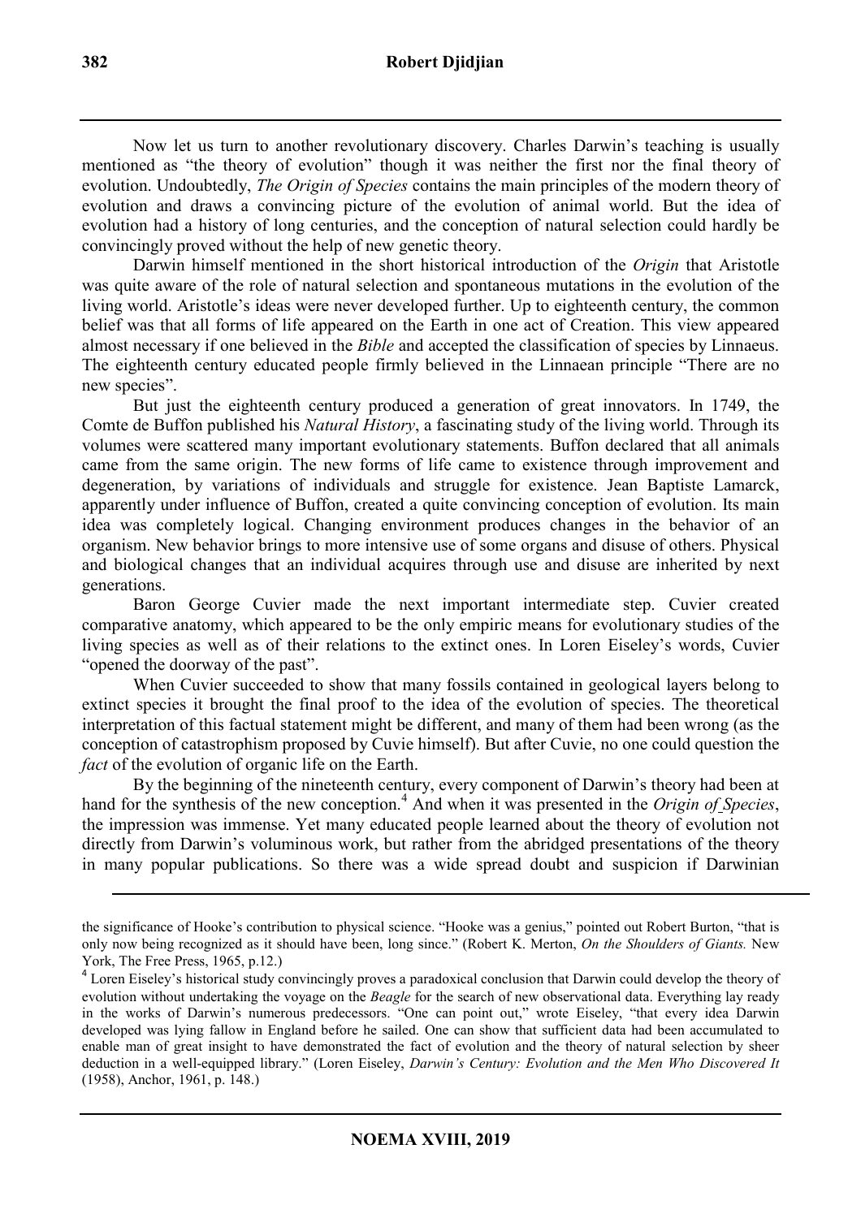Now let us turn to another revolutionary discovery. Charles Darwin's teaching is usually mentioned as "the theory of evolution" though it was neither the first nor the final theory of evolution. Undoubtedly, *The Origin of Species* contains the main principles of the modern theory of evolution and draws a convincing picture of the evolution of animal world. But the idea of evolution had a history of long centuries, and the conception of natural selection could hardly be convincingly proved without the help of new genetic theory.

Darwin himself mentioned in the short historical introduction of the *Origin* that Aristotle was quite aware of the role of natural selection and spontaneous mutations in the evolution of the living world. Aristotle's ideas were never developed further. Up to eighteenth century, the common belief was that all forms of life appeared on the Earth in one act of Creation. This view appeared almost necessary if one believed in the *Bible* and accepted the classification of species by Linnaeus. The eighteenth century educated people firmly believed in the Linnaean principle "There are no new species".

But just the eighteenth century produced a generation of great innovators. In 1749, the Comte de Buffon published his *Natural History*, a fascinating study of the living world. Through its volumes were scattered many important evolutionary statements. Buffon declared that all animals came from the same origin. The new forms of life came to existence through improvement and degeneration, by variations of individuals and struggle for existence. Jean Baptiste Lamarck, apparently under influence of Buffon, created a quite convincing conception of evolution. Its main idea was completely logical. Changing environment produces changes in the behavior of an organism. New behavior brings to more intensive use of some organs and disuse of others. Physical and biological changes that an individual acquires through use and disuse are inherited by next generations.

Baron George Cuvier made the next important intermediate step. Cuvier created comparative anatomy, which appeared to be the only empiric means for evolutionary studies of the living species as well as of their relations to the extinct ones. In Loren Eiseley's words, Cuvier "opened the doorway of the past".

When Cuvier succeeded to show that many fossils contained in geological layers belong to extinct species it brought the final proof to the idea of the evolution of species. The theoretical interpretation of this factual statement might be different, and many of them had been wrong (as the conception of catastrophism proposed by Cuvie himself). But after Cuvie, no one could question the *fact* of the evolution of organic life on the Earth.

By the beginning of the nineteenth century, every component of Darwin's theory had been at hand for the synthesis of the new conception.[4] And when it was presented in the *Origin of Species*, the impression was immense. Yet many educated people learned about the theory of evolution not directly from Darwin's voluminous work, but rather from the abridged presentations of the theory in many popular publications. So there was a wide spread doubt and suspicion if Darwinian

---

the significance of Hooke's contribution to physical science. "Hooke was a genius," pointed out Robert Burton, "that is only now being recognized as it should have been, long since." (Robert K. Merton, *On the Shoulders of Giants.* New York, The Free Press, 1965, p.12.)

[4] Loren Eiseley's historical study convincingly proves a paradoxical conclusion that Darwin could develop the theory of evolution without undertaking the voyage on the *Beagle* for the search of new observational data. Everything lay ready in the works of Darwin's numerous predecessors. "One can point out," wrote Eiseley, "that every idea Darwin developed was lying fallow in England before he sailed. One can show that sufficient data had been accumulated to enable man of great insight to have demonstrated the fact of evolution and the theory of natural selection by sheer deduction in a well-equipped library." (Loren Eiseley, *Darwin's Century: Evolution and the Men Who Discovered It* (1958), Anchor, 1961, p. 148.)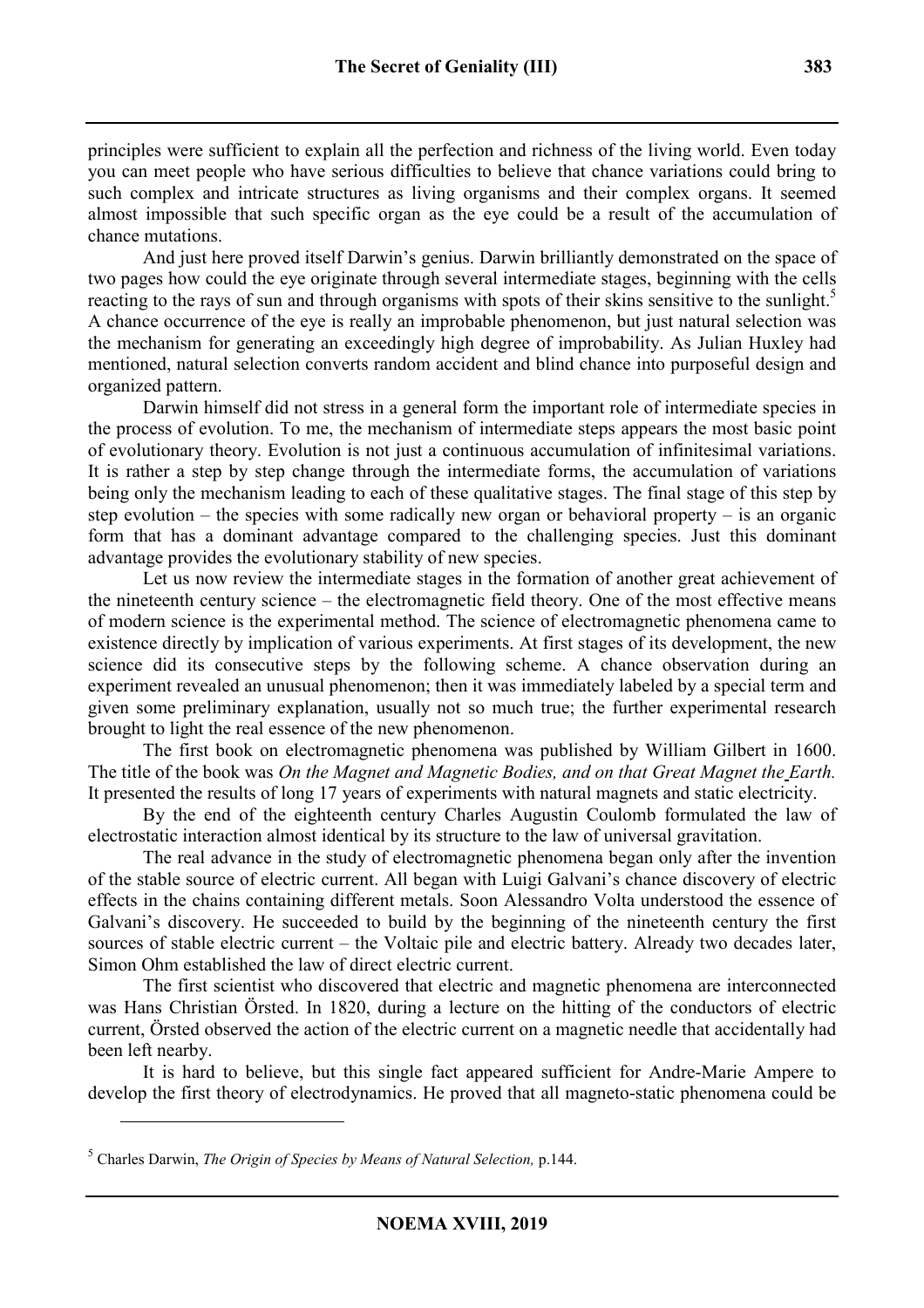principles were sufficient to explain all the perfection and richness of the living world. Even today you can meet people who have serious difficulties to believe that chance variations could bring to such complex and intricate structures as living organisms and their complex organs. It seemed almost impossible that such specific organ as the eye could be a result of the accumulation of chance mutations.

And just here proved itself Darwin's genius. Darwin brilliantly demonstrated on the space of two pages how could the eye originate through several intermediate stages, beginning with the cells reacting to the rays of sun and through organisms with spots of their skins sensitive to the sunlight.[5] A chance occurrence of the eye is really an improbable phenomenon, but just natural selection was the mechanism for generating an exceedingly high degree of improbability. As Julian Huxley had mentioned, natural selection converts random accident and blind chance into purposeful design and organized pattern.

Darwin himself did not stress in a general form the important role of intermediate species in the process of evolution. To me, the mechanism of intermediate steps appears the most basic point of evolutionary theory. Evolution is not just a continuous accumulation of infinitesimal variations. It is rather a step by step change through the intermediate forms, the accumulation of variations being only the mechanism leading to each of these qualitative stages. The final stage of this step by step evolution – the species with some radically new organ or behavioral property – is an organic form that has a dominant advantage compared to the challenging species. Just this dominant advantage provides the evolutionary stability of new species.

Let us now review the intermediate stages in the formation of another great achievement of the nineteenth century science – the electromagnetic field theory. One of the most effective means of modern science is the experimental method. The science of electromagnetic phenomena came to existence directly by implication of various experiments. At first stages of its development, the new science did its consecutive steps by the following scheme. A chance observation during an experiment revealed an unusual phenomenon; then it was immediately labeled by a special term and given some preliminary explanation, usually not so much true; the further experimental research brought to light the real essence of the new phenomenon.

The first book on electromagnetic phenomena was published by William Gilbert in 1600. The title of the book was *On the Magnet and Magnetic Bodies, and on that Great Magnet the Earth.* It presented the results of long 17 years of experiments with natural magnets and static electricity.

By the end of the eighteenth century Charles Augustin Coulomb formulated the law of electrostatic interaction almost identical by its structure to the law of universal gravitation.

The real advance in the study of electromagnetic phenomena began only after the invention of the stable source of electric current. All began with Luigi Galvani's chance discovery of electric effects in the chains containing different metals. Soon Alessandro Volta understood the essence of Galvani's discovery. He succeeded to build by the beginning of the nineteenth century the first sources of stable electric current – the Voltaic pile and electric battery. Already two decades later, Simon Ohm established the law of direct electric current.

The first scientist who discovered that electric and magnetic phenomena are interconnected was Hans Christian Örsted. In 1820, during a lecture on the hitting of the conductors of electric current, Örsted observed the action of the electric current on a magnetic needle that accidentally had been left nearby.

It is hard to believe, but this single fact appeared sufficient for Andre-Marie Ampere to develop the first theory of electrodynamics. He proved that all magneto-static phenomena could be

[5] Charles Darwin, *The Origin of Species by Means of Natural Selection,* p.144.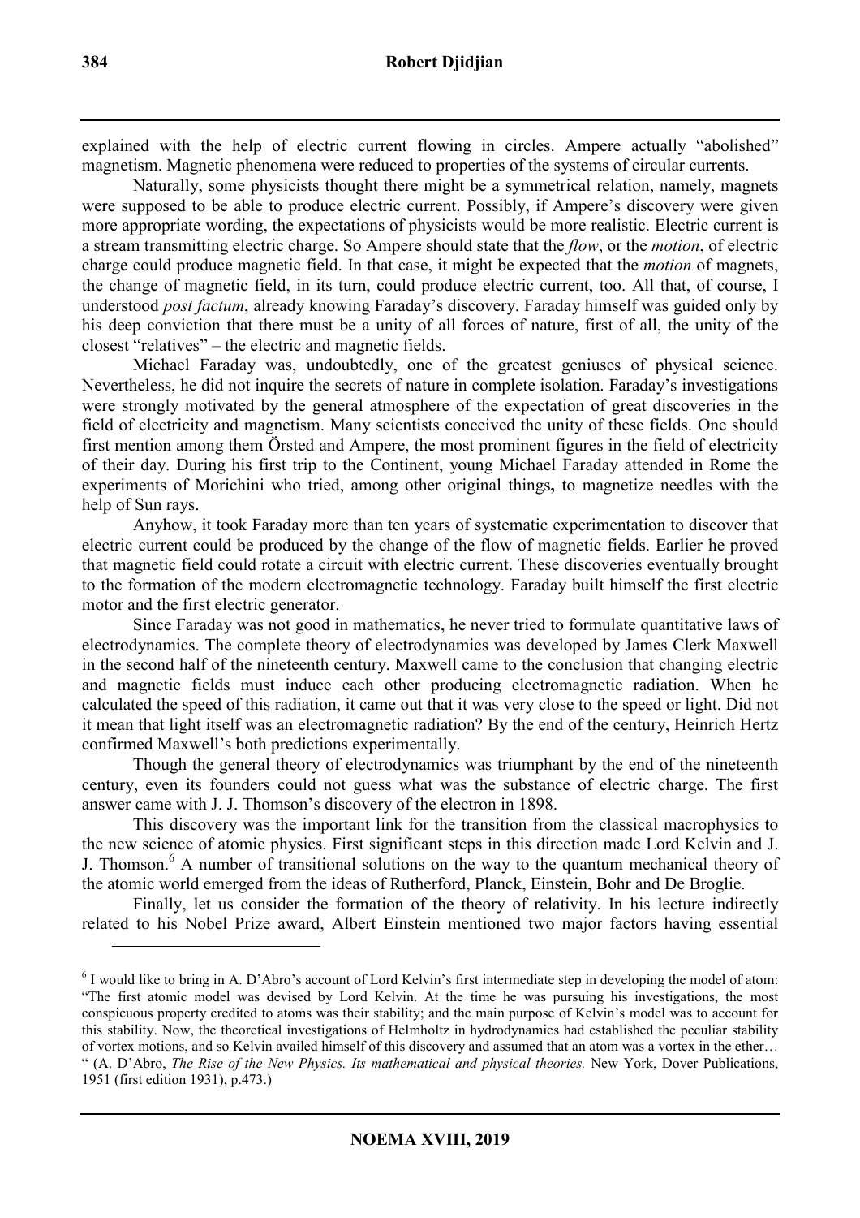explained with the help of electric current flowing in circles. Ampere actually "abolished" magnetism. Magnetic phenomena were reduced to properties of the systems of circular currents.

Naturally, some physicists thought there might be a symmetrical relation, namely, magnets were supposed to be able to produce electric current. Possibly, if Ampere's discovery were given more appropriate wording, the expectations of physicists would be more realistic. Electric current is a stream transmitting electric charge. So Ampere should state that the *flow*, or the *motion*, of electric charge could produce magnetic field. In that case, it might be expected that the *motion* of magnets, the change of magnetic field, in its turn, could produce electric current, too. All that, of course, I understood *post factum*, already knowing Faraday's discovery. Faraday himself was guided only by his deep conviction that there must be a unity of all forces of nature, first of all, the unity of the closest "relatives" – the electric and magnetic fields.

Michael Faraday was, undoubtedly, one of the greatest geniuses of physical science. Nevertheless, he did not inquire the secrets of nature in complete isolation. Faraday's investigations were strongly motivated by the general atmosphere of the expectation of great discoveries in the field of electricity and magnetism. Many scientists conceived the unity of these fields. One should first mention among them Örsted and Ampere, the most prominent figures in the field of electricity of their day. During his first trip to the Continent, young Michael Faraday attended in Rome the experiments of Morichini who tried, among other original things**,** to magnetize needles with the help of Sun rays.

Anyhow, it took Faraday more than ten years of systematic experimentation to discover that electric current could be produced by the change of the flow of magnetic fields. Earlier he proved that magnetic field could rotate a circuit with electric current. These discoveries eventually brought to the formation of the modern electromagnetic technology. Faraday built himself the first electric motor and the first electric generator.

Since Faraday was not good in mathematics, he never tried to formulate quantitative laws of electrodynamics. The complete theory of electrodynamics was developed by James Clerk Maxwell in the second half of the nineteenth century. Maxwell came to the conclusion that changing electric and magnetic fields must induce each other producing electromagnetic radiation. When he calculated the speed of this radiation, it came out that it was very close to the speed or light. Did not it mean that light itself was an electromagnetic radiation? By the end of the century, Heinrich Hertz confirmed Maxwell's both predictions experimentally.

Though the general theory of electrodynamics was triumphant by the end of the nineteenth century, even its founders could not guess what was the substance of electric charge. The first answer came with J. J. Thomson's discovery of the electron in 1898.

This discovery was the important link for the transition from the classical macrophysics to the new science of atomic physics. First significant steps in this direction made Lord Kelvin and J. J. Thomson.[6] A number of transitional solutions on the way to the quantum mechanical theory of the atomic world emerged from the ideas of Rutherford, Planck, Einstein, Bohr and De Broglie.

Finally, let us consider the formation of the theory of relativity. In his lecture indirectly related to his Nobel Prize award, Albert Einstein mentioned two major factors having essential

---

[6] I would like to bring in A. D'Abro's account of Lord Kelvin's first intermediate step in developing the model of atom: "The first atomic model was devised by Lord Kelvin. At the time he was pursuing his investigations, the most conspicuous property credited to atoms was their stability; and the main purpose of Kelvin's model was to account for this stability. Now, the theoretical investigations of Helmholtz in hydrodynamics had established the peculiar stability of vortex motions, and so Kelvin availed himself of this discovery and assumed that an atom was a vortex in the ether… " (A. D'Abro, *The Rise of the New Physics. Its mathematical and physical theories.* New York, Dover Publications, 1951 (first edition 1931), p.473.)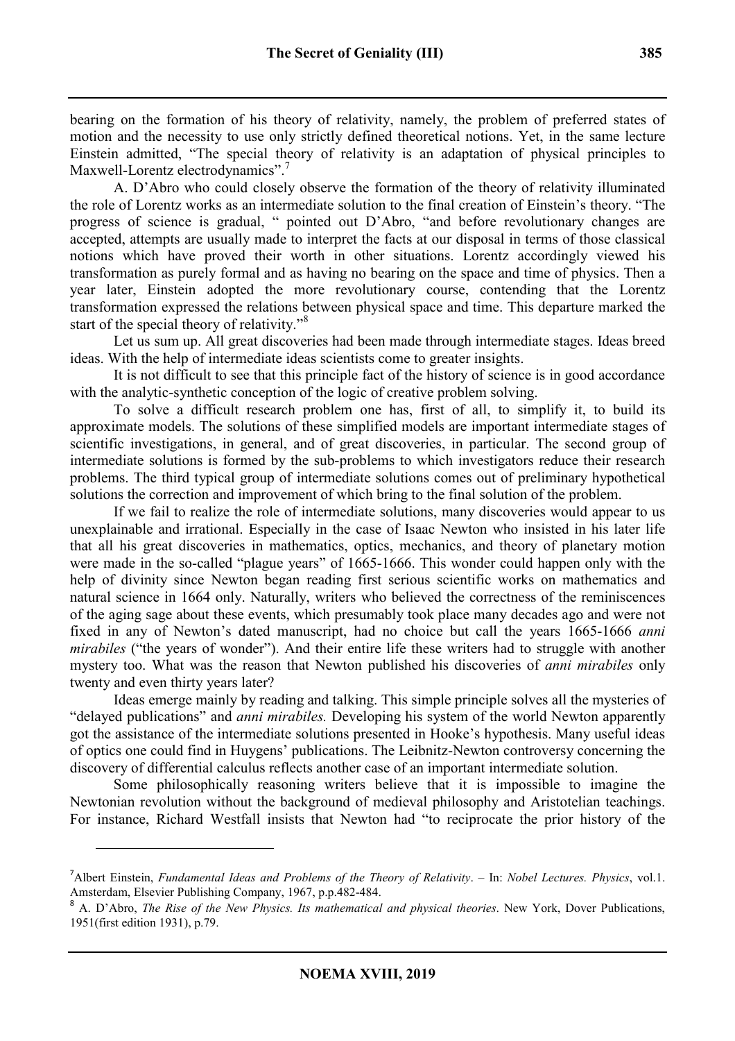bearing on the formation of his theory of relativity, namely, the problem of preferred states of motion and the necessity to use only strictly defined theoretical notions. Yet, in the same lecture Einstein admitted, "The special theory of relativity is an adaptation of physical principles to Maxwell-Lorentz electrodynamics".[7]

A. D'Abro who could closely observe the formation of the theory of relativity illuminated the role of Lorentz works as an intermediate solution to the final creation of Einstein's theory. "The progress of science is gradual, " pointed out D'Abro, "and before revolutionary changes are accepted, attempts are usually made to interpret the facts at our disposal in terms of those classical notions which have proved their worth in other situations. Lorentz accordingly viewed his transformation as purely formal and as having no bearing on the space and time of physics. Then a year later, Einstein adopted the more revolutionary course, contending that the Lorentz transformation expressed the relations between physical space and time. This departure marked the start of the special theory of relativity."[8]

Let us sum up. All great discoveries had been made through intermediate stages. Ideas breed ideas. With the help of intermediate ideas scientists come to greater insights.

It is not difficult to see that this principle fact of the history of science is in good accordance with the analytic-synthetic conception of the logic of creative problem solving.

To solve a difficult research problem one has, first of all, to simplify it, to build its approximate models. The solutions of these simplified models are important intermediate stages of scientific investigations, in general, and of great discoveries, in particular. The second group of intermediate solutions is formed by the sub-problems to which investigators reduce their research problems. The third typical group of intermediate solutions comes out of preliminary hypothetical solutions the correction and improvement of which bring to the final solution of the problem.

If we fail to realize the role of intermediate solutions, many discoveries would appear to us unexplainable and irrational. Especially in the case of Isaac Newton who insisted in his later life that all his great discoveries in mathematics, optics, mechanics, and theory of planetary motion were made in the so-called "plague years" of 1665-1666. This wonder could happen only with the help of divinity since Newton began reading first serious scientific works on mathematics and natural science in 1664 only. Naturally, writers who believed the correctness of the reminiscences of the aging sage about these events, which presumably took place many decades ago and were not fixed in any of Newton's dated manuscript, had no choice but call the years 1665-1666 *anni mirabiles* ("the years of wonder"). And their entire life these writers had to struggle with another mystery too. What was the reason that Newton published his discoveries of *anni mirabiles* only twenty and even thirty years later?

Ideas emerge mainly by reading and talking. This simple principle solves all the mysteries of "delayed publications" and *anni mirabiles.* Developing his system of the world Newton apparently got the assistance of the intermediate solutions presented in Hooke's hypothesis. Many useful ideas of optics one could find in Huygens' publications. The Leibnitz-Newton controversy concerning the discovery of differential calculus reflects another case of an important intermediate solution.

Some philosophically reasoning writers believe that it is impossible to imagine the Newtonian revolution without the background of medieval philosophy and Aristotelian teachings. For instance, Richard Westfall insists that Newton had "to reciprocate the prior history of the

---

[7] Albert Einstein, *Fundamental Ideas and Problems of the Theory of Relativity*. – In: *Nobel Lectures. Physics*, vol.1. Amsterdam, Elsevier Publishing Company, 1967, p.p.482-484.

[8] A. D'Abro, *The Rise of the New Physics. Its mathematical and physical theories*. New York, Dover Publications, 1951(first edition 1931), p.79.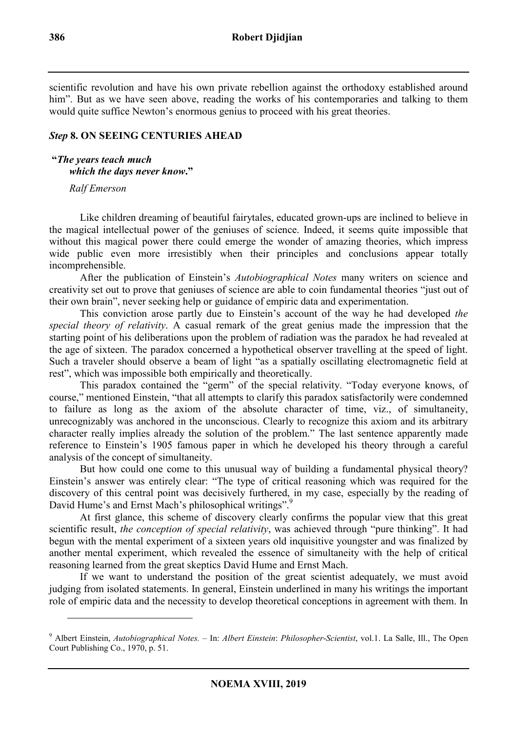scientific revolution and have his own private rebellion against the orthodoxy established around him". But as we have seen above, reading the works of his contemporaries and talking to them would quite suffice Newton's enormous genius to proceed with his great theories.

### *Step* 8. ON SEEING CENTURIES AHEAD

**"*The years teach much*
*which the days never know*."**

*Ralf Emerson*

Like children dreaming of beautiful fairytales, educated grown-ups are inclined to believe in the magical intellectual power of the geniuses of science. Indeed, it seems quite impossible that without this magical power there could emerge the wonder of amazing theories, which impress wide public even more irresistibly when their principles and conclusions appear totally incomprehensible.

After the publication of Einstein's *Autobiographical Notes* many writers on science and creativity set out to prove that geniuses of science are able to coin fundamental theories "just out of their own brain", never seeking help or guidance of empiric data and experimentation.

This conviction arose partly due to Einstein's account of the way he had developed *the special theory of relativity*. A casual remark of the great genius made the impression that the starting point of his deliberations upon the problem of radiation was the paradox he had revealed at the age of sixteen. The paradox concerned a hypothetical observer travelling at the speed of light. Such a traveler should observe a beam of light "as a spatially oscillating electromagnetic field at rest", which was impossible both empirically and theoretically.

This paradox contained the "germ" of the special relativity. "Today everyone knows, of course," mentioned Einstein, "that all attempts to clarify this paradox satisfactorily were condemned to failure as long as the axiom of the absolute character of time, viz., of simultaneity, unrecognizably was anchored in the unconscious. Clearly to recognize this axiom and its arbitrary character really implies already the solution of the problem." The last sentence apparently made reference to Einstein's 1905 famous paper in which he developed his theory through a careful analysis of the concept of simultaneity.

But how could one come to this unusual way of building a fundamental physical theory? Einstein's answer was entirely clear: "The type of critical reasoning which was required for the discovery of this central point was decisively furthered, in my case, especially by the reading of David Hume's and Ernst Mach's philosophical writings".[9]

At first glance, this scheme of discovery clearly confirms the popular view that this great scientific result, *the conception of special relativity*, was achieved through "pure thinking". It had begun with the mental experiment of a sixteen years old inquisitive youngster and was finalized by another mental experiment, which revealed the essence of simultaneity with the help of critical reasoning learned from the great skeptics David Hume and Ernst Mach.

If we want to understand the position of the great scientist adequately, we must avoid judging from isolated statements. In general, Einstein underlined in many his writings the important role of empiric data and the necessity to develop theoretical conceptions in agreement with them. In

---

[9] Albert Einstein, *Autobiographical Notes.* – In: *Albert Einstein*: *Philosopher-Scientist*, vol.1. La Salle, Ill., The Open Court Publishing Co., 1970, p. 51.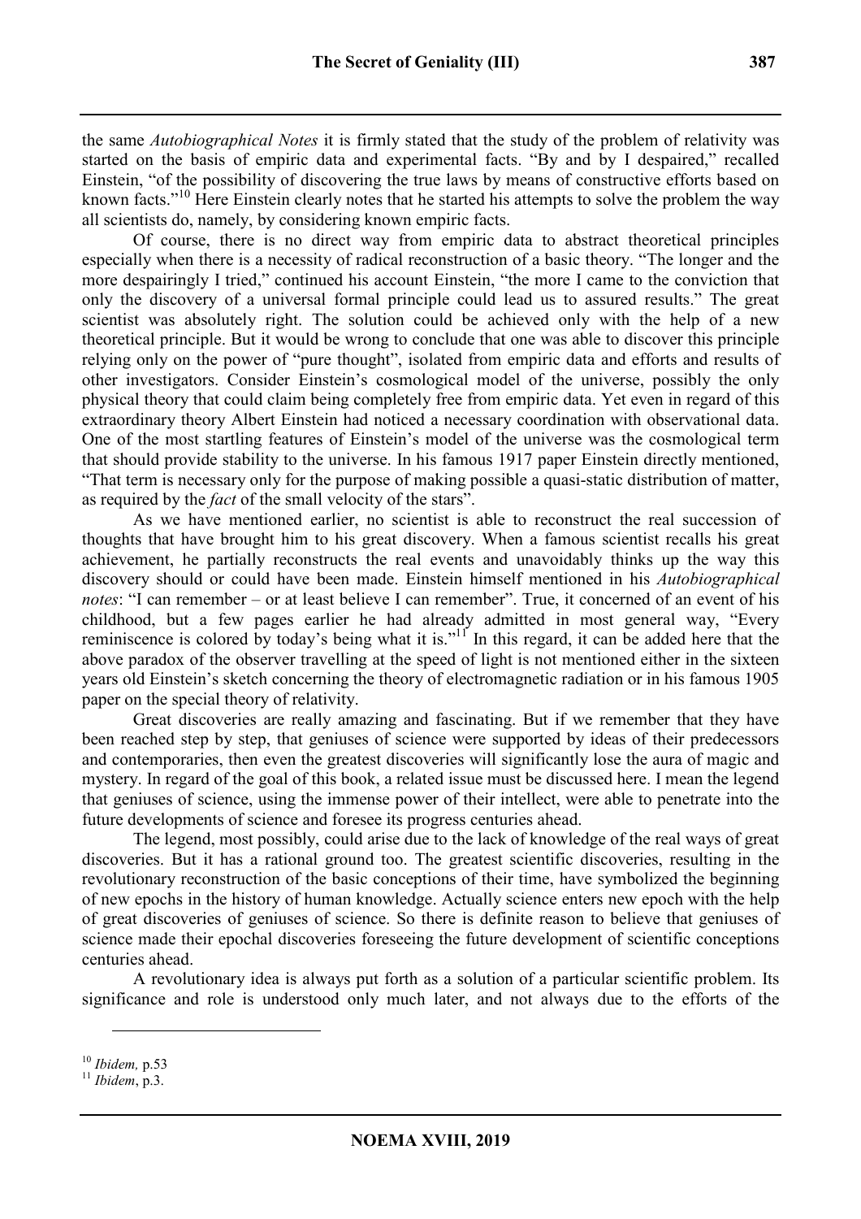the same *Autobiographical Notes* it is firmly stated that the study of the problem of relativity was started on the basis of empiric data and experimental facts. "By and by I despaired," recalled Einstein, "of the possibility of discovering the true laws by means of constructive efforts based on known facts."[10] Here Einstein clearly notes that he started his attempts to solve the problem the way all scientists do, namely, by considering known empiric facts.

Of course, there is no direct way from empiric data to abstract theoretical principles especially when there is a necessity of radical reconstruction of a basic theory. "The longer and the more despairingly I tried," continued his account Einstein, "the more I came to the conviction that only the discovery of a universal formal principle could lead us to assured results." The great scientist was absolutely right. The solution could be achieved only with the help of a new theoretical principle. But it would be wrong to conclude that one was able to discover this principle relying only on the power of "pure thought", isolated from empiric data and efforts and results of other investigators. Consider Einstein's cosmological model of the universe, possibly the only physical theory that could claim being completely free from empiric data. Yet even in regard of this extraordinary theory Albert Einstein had noticed a necessary coordination with observational data. One of the most startling features of Einstein's model of the universe was the cosmological term that should provide stability to the universe. In his famous 1917 paper Einstein directly mentioned, "That term is necessary only for the purpose of making possible a quasi-static distribution of matter, as required by the *fact* of the small velocity of the stars".

As we have mentioned earlier, no scientist is able to reconstruct the real succession of thoughts that have brought him to his great discovery. When a famous scientist recalls his great achievement, he partially reconstructs the real events and unavoidably thinks up the way this discovery should or could have been made. Einstein himself mentioned in his *Autobiographical notes*: "I can remember – or at least believe I can remember". True, it concerned of an event of his childhood, but a few pages earlier he had already admitted in most general way, "Every reminiscence is colored by today's being what it is."[11] In this regard, it can be added here that the above paradox of the observer travelling at the speed of light is not mentioned either in the sixteen years old Einstein's sketch concerning the theory of electromagnetic radiation or in his famous 1905 paper on the special theory of relativity.

Great discoveries are really amazing and fascinating. But if we remember that they have been reached step by step, that geniuses of science were supported by ideas of their predecessors and contemporaries, then even the greatest discoveries will significantly lose the aura of magic and mystery. In regard of the goal of this book, a related issue must be discussed here. I mean the legend that geniuses of science, using the immense power of their intellect, were able to penetrate into the future developments of science and foresee its progress centuries ahead.

The legend, most possibly, could arise due to the lack of knowledge of the real ways of great discoveries. But it has a rational ground too. The greatest scientific discoveries, resulting in the revolutionary reconstruction of the basic conceptions of their time, have symbolized the beginning of new epochs in the history of human knowledge. Actually science enters new epoch with the help of great discoveries of geniuses of science. So there is definite reason to believe that geniuses of science made their epochal discoveries foreseeing the future development of scientific conceptions centuries ahead.

A revolutionary idea is always put forth as a solution of a particular scientific problem. Its significance and role is understood only much later, and not always due to the efforts of the

---

[10] *Ibidem,* p.53

[11] *Ibidem*, p.3.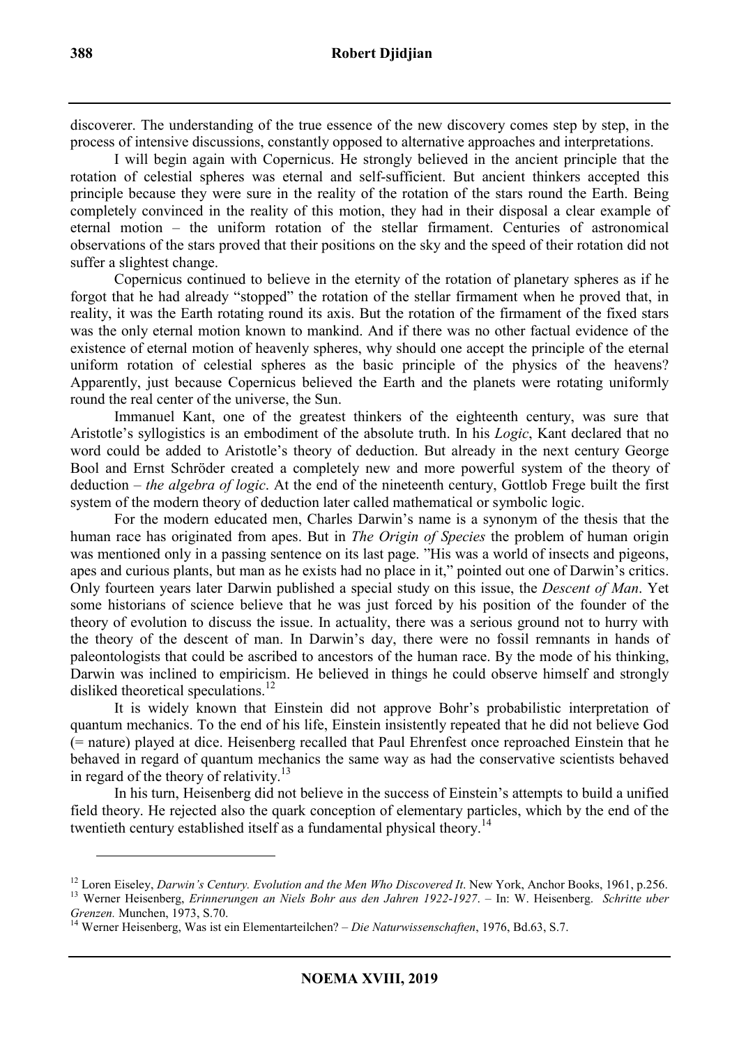discoverer. The understanding of the true essence of the new discovery comes step by step, in the process of intensive discussions, constantly opposed to alternative approaches and interpretations.

I will begin again with Copernicus. He strongly believed in the ancient principle that the rotation of celestial spheres was eternal and self-sufficient. But ancient thinkers accepted this principle because they were sure in the reality of the rotation of the stars round the Earth. Being completely convinced in the reality of this motion, they had in their disposal a clear example of eternal motion – the uniform rotation of the stellar firmament. Centuries of astronomical observations of the stars proved that their positions on the sky and the speed of their rotation did not suffer a slightest change.

Copernicus continued to believe in the eternity of the rotation of planetary spheres as if he forgot that he had already "stopped" the rotation of the stellar firmament when he proved that, in reality, it was the Earth rotating round its axis. But the rotation of the firmament of the fixed stars was the only eternal motion known to mankind. And if there was no other factual evidence of the existence of eternal motion of heavenly spheres, why should one accept the principle of the eternal uniform rotation of celestial spheres as the basic principle of the physics of the heavens? Apparently, just because Copernicus believed the Earth and the planets were rotating uniformly round the real center of the universe, the Sun.

Immanuel Kant, one of the greatest thinkers of the eighteenth century, was sure that Aristotle's syllogistics is an embodiment of the absolute truth. In his *Logic*, Kant declared that no word could be added to Aristotle's theory of deduction. But already in the next century George Bool and Ernst Schröder created a completely new and more powerful system of the theory of deduction – *the algebra of logic*. At the end of the nineteenth century, Gottlob Frege built the first system of the modern theory of deduction later called mathematical or symbolic logic.

For the modern educated men, Charles Darwin's name is a synonym of the thesis that the human race has originated from apes. But in *The Origin of Species* the problem of human origin was mentioned only in a passing sentence on its last page. "His was a world of insects and pigeons, apes and curious plants, but man as he exists had no place in it," pointed out one of Darwin's critics. Only fourteen years later Darwin published a special study on this issue, the *Descent of Man*. Yet some historians of science believe that he was just forced by his position of the founder of the theory of evolution to discuss the issue. In actuality, there was a serious ground not to hurry with the theory of the descent of man. In Darwin's day, there were no fossil remnants in hands of paleontologists that could be ascribed to ancestors of the human race. By the mode of his thinking, Darwin was inclined to empiricism. He believed in things he could observe himself and strongly disliked theoretical speculations.[12]

It is widely known that Einstein did not approve Bohr's probabilistic interpretation of quantum mechanics. To the end of his life, Einstein insistently repeated that he did not believe God (= nature) played at dice. Heisenberg recalled that Paul Ehrenfest once reproached Einstein that he behaved in regard of quantum mechanics the same way as had the conservative scientists behaved in regard of the theory of relativity.[13]

In his turn, Heisenberg did not believe in the success of Einstein's attempts to build a unified field theory. He rejected also the quark conception of elementary particles, which by the end of the twentieth century established itself as a fundamental physical theory.[14]

---

[12] Loren Eiseley, *Darwin's Century. Evolution and the Men Who Discovered It*. New York, Anchor Books, 1961, p.256.

[13] Werner Heisenberg, *Erinnerungen an Niels Bohr aus den Jahren 1922-1927*. – In: W. Heisenberg. *Schritte uber Grenzen.* Munchen, 1973, S.70.

[14] Werner Heisenberg, Was ist ein Elementarteilchen? – *Die Naturwissenschaften*, 1976, Bd.63, S.7.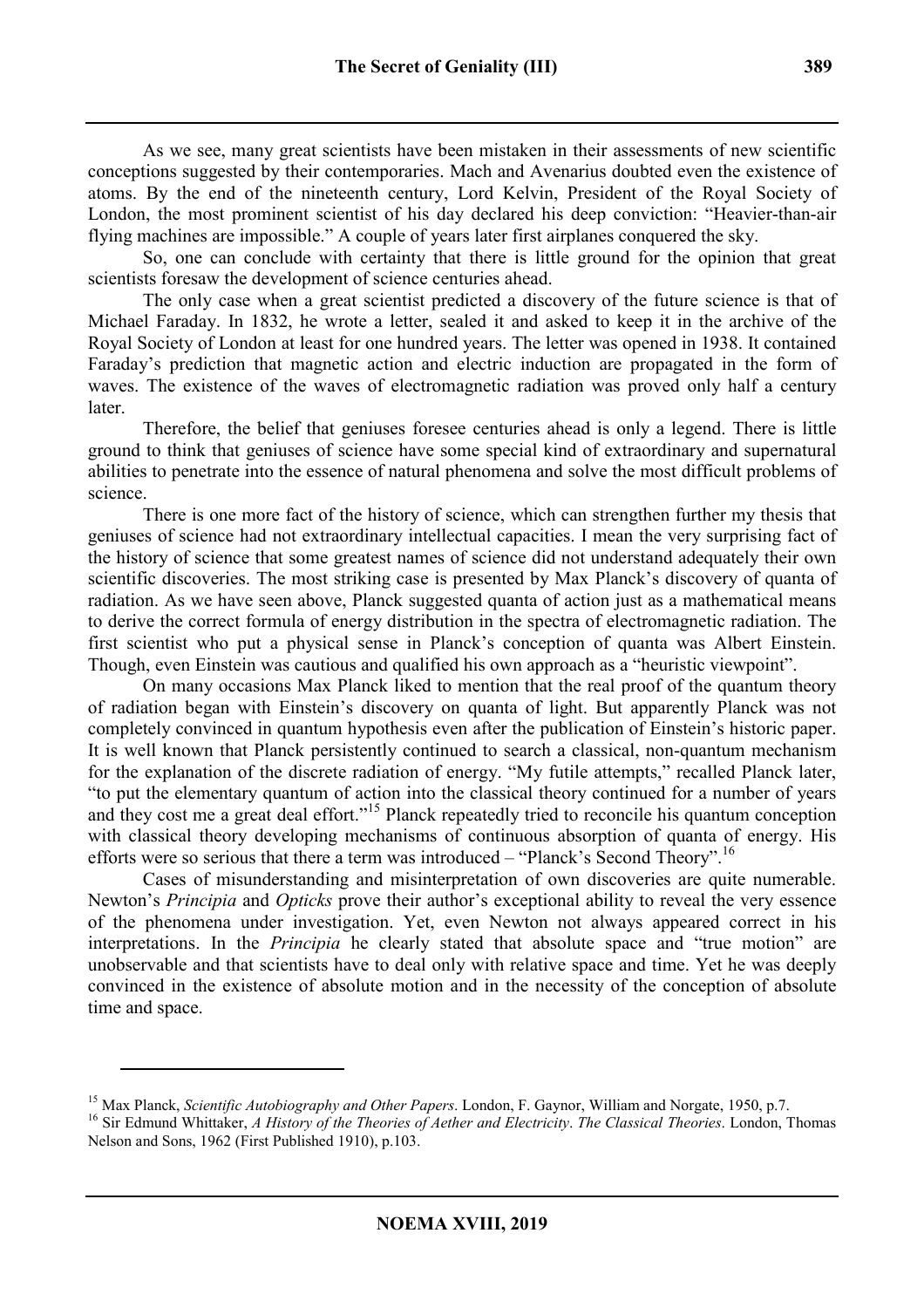As we see, many great scientists have been mistaken in their assessments of new scientific conceptions suggested by their contemporaries. Mach and Avenarius doubted even the existence of atoms. By the end of the nineteenth century, Lord Kelvin, President of the Royal Society of London, the most prominent scientist of his day declared his deep conviction: "Heavier-than-air flying machines are impossible." A couple of years later first airplanes conquered the sky.

So, one can conclude with certainty that there is little ground for the opinion that great scientists foresaw the development of science centuries ahead.

The only case when a great scientist predicted a discovery of the future science is that of Michael Faraday. In 1832, he wrote a letter, sealed it and asked to keep it in the archive of the Royal Society of London at least for one hundred years. The letter was opened in 1938. It contained Faraday's prediction that magnetic action and electric induction are propagated in the form of waves. The existence of the waves of electromagnetic radiation was proved only half a century later.

Therefore, the belief that geniuses foresee centuries ahead is only a legend. There is little ground to think that geniuses of science have some special kind of extraordinary and supernatural abilities to penetrate into the essence of natural phenomena and solve the most difficult problems of science.

There is one more fact of the history of science, which can strengthen further my thesis that geniuses of science had not extraordinary intellectual capacities. I mean the very surprising fact of the history of science that some greatest names of science did not understand adequately their own scientific discoveries. The most striking case is presented by Max Planck's discovery of quanta of radiation. As we have seen above, Planck suggested quanta of action just as a mathematical means to derive the correct formula of energy distribution in the spectra of electromagnetic radiation. The first scientist who put a physical sense in Planck's conception of quanta was Albert Einstein. Though, even Einstein was cautious and qualified his own approach as a "heuristic viewpoint".

On many occasions Max Planck liked to mention that the real proof of the quantum theory of radiation began with Einstein's discovery on quanta of light. But apparently Planck was not completely convinced in quantum hypothesis even after the publication of Einstein's historic paper. It is well known that Planck persistently continued to search a classical, non-quantum mechanism for the explanation of the discrete radiation of energy. "My futile attempts," recalled Planck later, "to put the elementary quantum of action into the classical theory continued for a number of years and they cost me a great deal effort."[15] Planck repeatedly tried to reconcile his quantum conception with classical theory developing mechanisms of continuous absorption of quanta of energy. His efforts were so serious that there a term was introduced – "Planck's Second Theory".[16]

Cases of misunderstanding and misinterpretation of own discoveries are quite numerable. Newton's *Principia* and *Opticks* prove their author's exceptional ability to reveal the very essence of the phenomena under investigation. Yet, even Newton not always appeared correct in his interpretations. In the *Principia* he clearly stated that absolute space and "true motion" are unobservable and that scientists have to deal only with relative space and time. Yet he was deeply convinced in the existence of absolute motion and in the necessity of the conception of absolute time and space.

---

[15] Max Planck, *Scientific Autobiography and Other Papers*. London, F. Gaynor, William and Norgate, 1950, p.7.

[16] Sir Edmund Whittaker, *A History of the Theories of Aether and Electricity*. *The Classical Theories*. London, Thomas Nelson and Sons, 1962 (First Published 1910), p.103.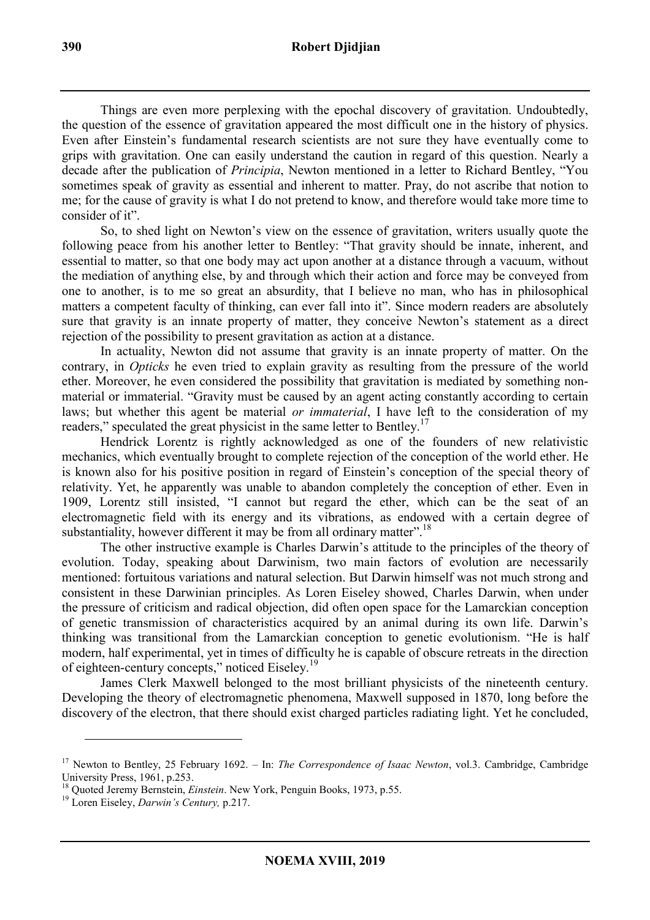Things are even more perplexing with the epochal discovery of gravitation. Undoubtedly, the question of the essence of gravitation appeared the most difficult one in the history of physics. Even after Einstein's fundamental research scientists are not sure they have eventually come to grips with gravitation. One can easily understand the caution in regard of this question. Nearly a decade after the publication of *Principia*, Newton mentioned in a letter to Richard Bentley, "You sometimes speak of gravity as essential and inherent to matter. Pray, do not ascribe that notion to me; for the cause of gravity is what I do not pretend to know, and therefore would take more time to consider of it".

So, to shed light on Newton's view on the essence of gravitation, writers usually quote the following peace from his another letter to Bentley: "That gravity should be innate, inherent, and essential to matter, so that one body may act upon another at a distance through a vacuum, without the mediation of anything else, by and through which their action and force may be conveyed from one to another, is to me so great an absurdity, that I believe no man, who has in philosophical matters a competent faculty of thinking, can ever fall into it". Since modern readers are absolutely sure that gravity is an innate property of matter, they conceive Newton's statement as a direct rejection of the possibility to present gravitation as action at a distance.

In actuality, Newton did not assume that gravity is an innate property of matter. On the contrary, in *Opticks* he even tried to explain gravity as resulting from the pressure of the world ether. Moreover, he even considered the possibility that gravitation is mediated by something non-material or immaterial. "Gravity must be caused by an agent acting constantly according to certain laws; but whether this agent be material *or immaterial*, I have left to the consideration of my readers," speculated the great physicist in the same letter to Bentley.[17]

Hendrick Lorentz is rightly acknowledged as one of the founders of new relativistic mechanics, which eventually brought to complete rejection of the conception of the world ether. He is known also for his positive position in regard of Einstein's conception of the special theory of relativity. Yet, he apparently was unable to abandon completely the conception of ether. Even in 1909, Lorentz still insisted, "I cannot but regard the ether, which can be the seat of an electromagnetic field with its energy and its vibrations, as endowed with a certain degree of substantiality, however different it may be from all ordinary matter".[18]

The other instructive example is Charles Darwin's attitude to the principles of the theory of evolution. Today, speaking about Darwinism, two main factors of evolution are necessarily mentioned: fortuitous variations and natural selection. But Darwin himself was not much strong and consistent in these Darwinian principles. As Loren Eiseley showed, Charles Darwin, when under the pressure of criticism and radical objection, did often open space for the Lamarckian conception of genetic transmission of characteristics acquired by an animal during its own life. Darwin's thinking was transitional from the Lamarckian conception to genetic evolutionism. "He is half modern, half experimental, yet in times of difficulty he is capable of obscure retreats in the direction of eighteen-century concepts," noticed Eiseley.[19]

James Clerk Maxwell belonged to the most brilliant physicists of the nineteenth century. Developing the theory of electromagnetic phenomena, Maxwell supposed in 1870, long before the discovery of the electron, that there should exist charged particles radiating light. Yet he concluded,

---

[17] Newton to Bentley, 25 February 1692. – In: *The Correspondence of Isaac Newton*, vol.3. Cambridge, Cambridge University Press, 1961, p.253.

[18] Quoted Jeremy Bernstein, *Einstein*. New York, Penguin Books, 1973, p.55.

[19] Loren Eiseley, *Darwin's Century,* p.217.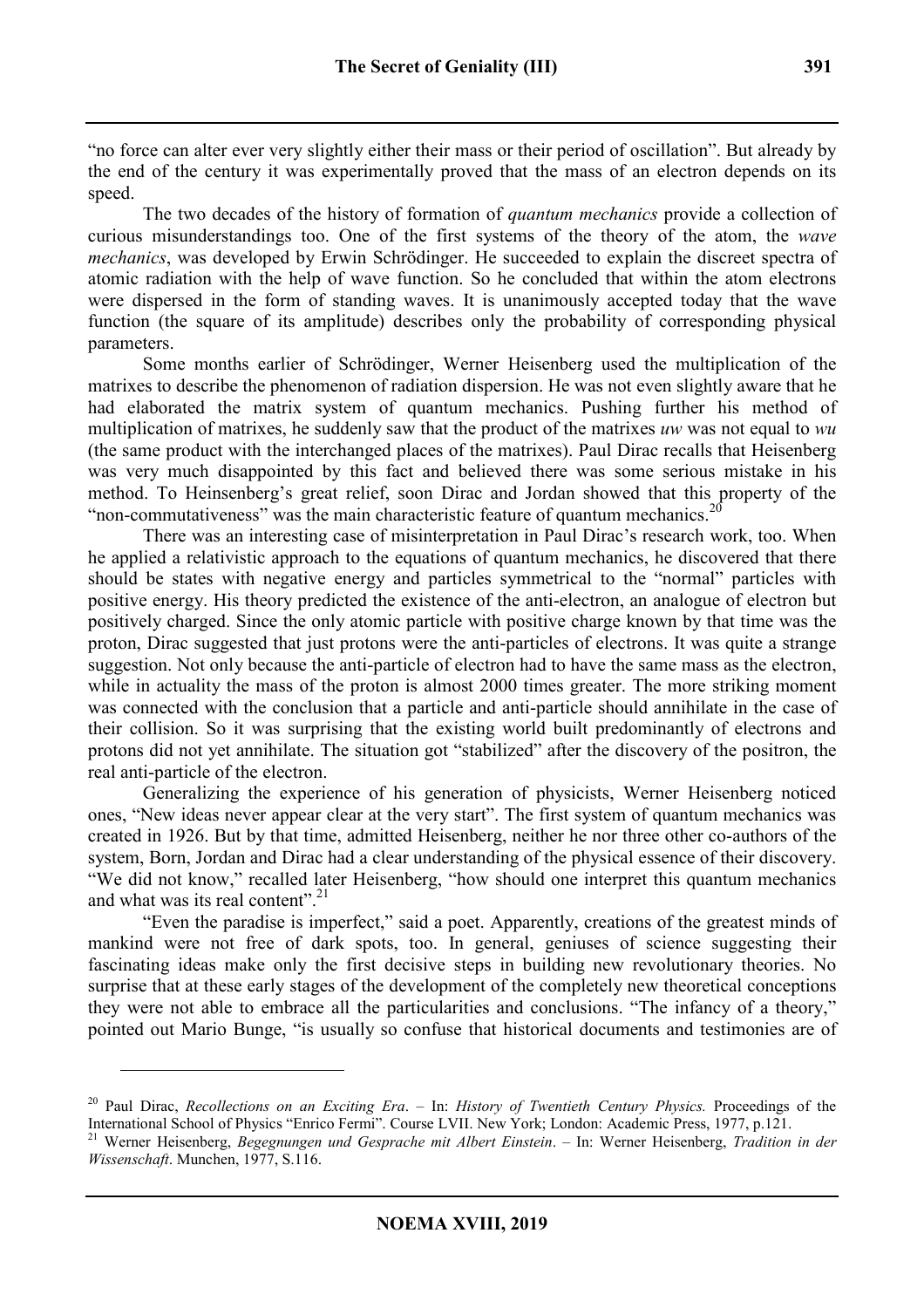"no force can alter ever very slightly either their mass or their period of oscillation". But already by the end of the century it was experimentally proved that the mass of an electron depends on its speed.

The two decades of the history of formation of *quantum mechanics* provide a collection of curious misunderstandings too. One of the first systems of the theory of the atom, the *wave mechanics*, was developed by Erwin Schrödinger. He succeeded to explain the discreet spectra of atomic radiation with the help of wave function. So he concluded that within the atom electrons were dispersed in the form of standing waves. It is unanimously accepted today that the wave function (the square of its amplitude) describes only the probability of corresponding physical parameters.

Some months earlier of Schrödinger, Werner Heisenberg used the multiplication of the matrixes to describe the phenomenon of radiation dispersion. He was not even slightly aware that he had elaborated the matrix system of quantum mechanics. Pushing further his method of multiplication of matrixes, he suddenly saw that the product of the matrixes *uw* was not equal to *wu* (the same product with the interchanged places of the matrixes). Paul Dirac recalls that Heisenberg was very much disappointed by this fact and believed there was some serious mistake in his method. To Heinsenberg's great relief, soon Dirac and Jordan showed that this property of the "non-commutativeness" was the main characteristic feature of quantum mechanics.[20]

There was an interesting case of misinterpretation in Paul Dirac's research work, too. When he applied a relativistic approach to the equations of quantum mechanics, he discovered that there should be states with negative energy and particles symmetrical to the "normal" particles with positive energy. His theory predicted the existence of the anti-electron, an analogue of electron but positively charged. Since the only atomic particle with positive charge known by that time was the proton, Dirac suggested that just protons were the anti-particles of electrons. It was quite a strange suggestion. Not only because the anti-particle of electron had to have the same mass as the electron, while in actuality the mass of the proton is almost 2000 times greater. The more striking moment was connected with the conclusion that a particle and anti-particle should annihilate in the case of their collision. So it was surprising that the existing world built predominantly of electrons and protons did not yet annihilate. The situation got "stabilized" after the discovery of the positron, the real anti-particle of the electron.

Generalizing the experience of his generation of physicists, Werner Heisenberg noticed ones, "New ideas never appear clear at the very start". The first system of quantum mechanics was created in 1926. But by that time, admitted Heisenberg, neither he nor three other co-authors of the system, Born, Jordan and Dirac had a clear understanding of the physical essence of their discovery. "We did not know," recalled later Heisenberg, "how should one interpret this quantum mechanics and what was its real content".[21]

"Even the paradise is imperfect," said a poet. Apparently, creations of the greatest minds of mankind were not free of dark spots, too. In general, geniuses of science suggesting their fascinating ideas make only the first decisive steps in building new revolutionary theories. No surprise that at these early stages of the development of the completely new theoretical conceptions they were not able to embrace all the particularities and conclusions. "The infancy of a theory," pointed out Mario Bunge, "is usually so confuse that historical documents and testimonies are of

---

[20] Paul Dirac, *Recollections on an Exciting Era*. – In: *History of Twentieth Century Physics.* Proceedings of the International School of Physics "Enrico Fermi". Course LVII. New York; London: Academic Press, 1977, p.121.

[21] Werner Heisenberg, *Begegnungen und Gesprache mit Albert Einstein*. – In: Werner Heisenberg, *Tradition in der Wissenschaft*. Munchen, 1977, S.116.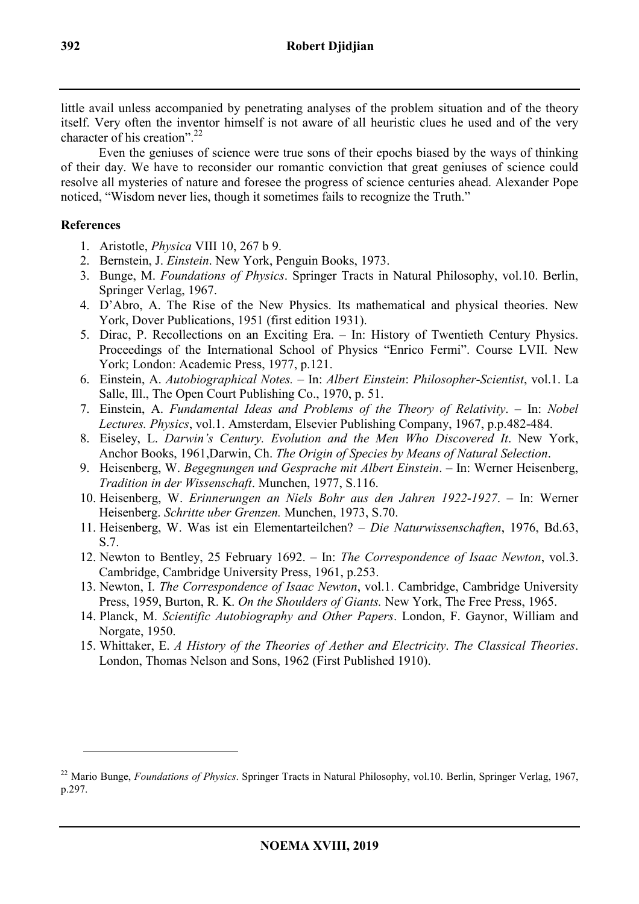little avail unless accompanied by penetrating analyses of the problem situation and of the theory itself. Very often the inventor himself is not aware of all heuristic clues he used and of the very character of his creation".[22]

Even the geniuses of science were true sons of their epochs biased by the ways of thinking of their day. We have to reconsider our romantic conviction that great geniuses of science could resolve all mysteries of nature and foresee the progress of science centuries ahead. Alexander Pope noticed, "Wisdom never lies, though it sometimes fails to recognize the Truth."

**References**

1. Aristotle, *Physica* VIII 10, 267 b 9.
2. Bernstein, J. *Einstein*. New York, Penguin Books, 1973.
3. Bunge, M. *Foundations of Physics*. Springer Tracts in Natural Philosophy, vol.10. Berlin, Springer Verlag, 1967.
4. D'Abro, A. The Rise of the New Physics. Its mathematical and physical theories. New York, Dover Publications, 1951 (first edition 1931).
5. Dirac, P. Recollections on an Exciting Era. – In: History of Twentieth Century Physics. Proceedings of the International School of Physics "Enrico Fermi". Course LVII. New York; London: Academic Press, 1977, p.121.
6. Einstein, A. *Autobiographical Notes.* – In: *Albert Einstein*: *Philosopher-Scientist*, vol.1. La Salle, Ill., The Open Court Publishing Co., 1970, p. 51.
7. Einstein, A. *Fundamental Ideas and Problems of the Theory of Relativity*. – In: *Nobel Lectures. Physics*, vol.1. Amsterdam, Elsevier Publishing Company, 1967, p.p.482-484.
8. Eiseley, L. *Darwin's Century. Evolution and the Men Who Discovered It*. New York, Anchor Books, 1961,Darwin, Ch. *The Origin of Species by Means of Natural Selection*.
9. Heisenberg, W. *Begegnungen und Gesprache mit Albert Einstein*. – In: Werner Heisenberg, *Tradition in der Wissenschaft*. Munchen, 1977, S.116.
10. Heisenberg, W. *Erinnerungen an Niels Bohr aus den Jahren 1922-1927*. – In: Werner Heisenberg. *Schritte uber Grenzen.* Munchen, 1973, S.70.
11. Heisenberg, W. Was ist ein Elementarteilchen? – *Die Naturwissenschaften*, 1976, Bd.63, S.7.
12. Newton to Bentley, 25 February 1692. – In: *The Correspondence of Isaac Newton*, vol.3. Cambridge, Cambridge University Press, 1961, p.253.
13. Newton, I. *The Correspondence of Isaac Newton*, vol.1. Cambridge, Cambridge University Press, 1959, Burton, R. K. *On the Shoulders of Giants.* New York, The Free Press, 1965.
14. Planck, M. *Scientific Autobiography and Other Papers*. London, F. Gaynor, William and Norgate, 1950.
15. Whittaker, E. *A History of the Theories of Aether and Electricity*. *The Classical Theories*. London, Thomas Nelson and Sons, 1962 (First Published 1910).

---

[22] Mario Bunge, *Foundations of Physics*. Springer Tracts in Natural Philosophy, vol.10. Berlin, Springer Verlag, 1967, p.297.